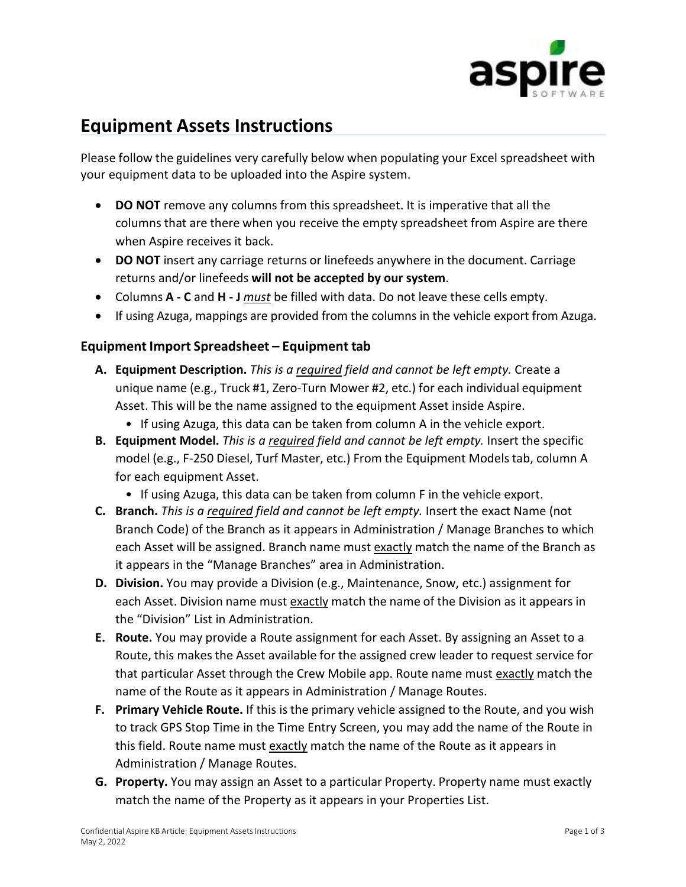# Equipment Assets Instructions

Please follow the guidelines very carefully below when populating your Excel spreadsheet with your equipment data to be uploaded into the Aspire system.

- **DO NOT** remove any columns from this spreadsheet. It is imperative that all the columns that are there when you receive the empty spreadsheet from Aspire are there when Aspire receives it back.
- **DO NOT** insert any carriage returns or linefeeds anywhere in the document. Carriage returns and/or linefeeds **will not be accepted by our system**.
- Columns **A - C** and **H - J** <u>*must*</u> be filled with data. Do not leave these cells empty.
- If using Azuga, mappings are provided from the columns in the vehicle export from Azuga.

### Equipment Import Spreadsheet – Equipment tab

**A. Equipment Description.** *This is a <u>required</u> field and cannot be left empty.* Create a unique name (e.g., Truck #1, Zero-Turn Mower #2, etc.) for each individual equipment Asset. This will be the name assigned to the equipment Asset inside Aspire.

- If using Azuga, this data can be taken from column A in the vehicle export.

**B. Equipment Model.** *This is a <u>required</u> field and cannot be left empty.* Insert the specific model (e.g., F-250 Diesel, Turf Master, etc.) From the Equipment Models tab, column A for each equipment Asset.

- If using Azuga, this data can be taken from column F in the vehicle export.

**C. Branch.** *This is a <u>required</u> field and cannot be left empty.* Insert the exact Name (not Branch Code) of the Branch as it appears in Administration / Manage Branches to which each Asset will be assigned. Branch name must <u>exactly</u> match the name of the Branch as it appears in the "Manage Branches" area in Administration.

**D. Division.** You may provide a Division (e.g., Maintenance, Snow, etc.) assignment for each Asset. Division name must <u>exactly</u> match the name of the Division as it appears in the "Division" List in Administration.

**E. Route.** You may provide a Route assignment for each Asset. By assigning an Asset to a Route, this makes the Asset available for the assigned crew leader to request service for that particular Asset through the Crew Mobile app. Route name must <u>exactly</u> match the name of the Route as it appears in Administration / Manage Routes.

**F. Primary Vehicle Route.** If this is the primary vehicle assigned to the Route, and you wish to track GPS Stop Time in the Time Entry Screen, you may add the name of the Route in this field. Route name must <u>exactly</u> match the name of the Route as it appears in Administration / Manage Routes.

**G. Property.** You may assign an Asset to a particular Property. Property name must exactly match the name of the Property as it appears in your Properties List.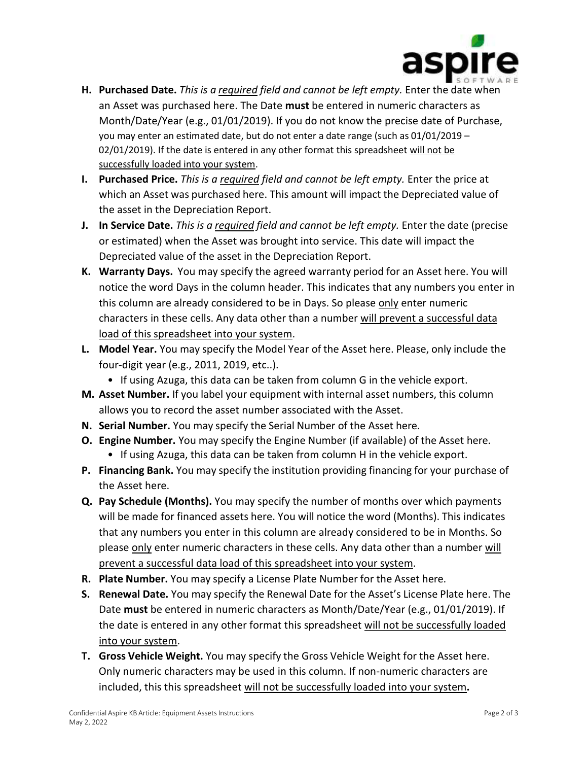- **H. Purchased Date.** *This is a required field and cannot be left empty.* Enter the date when an Asset was purchased here. The Date **must** be entered in numeric characters as Month/Date/Year (e.g., 01/01/2019). If you do not know the precise date of Purchase, you may enter an estimated date, but do not enter a date range (such as 01/01/2019 – 02/01/2019). If the date is entered in any other format this spreadsheet will not be successfully loaded into your system.
- **I. Purchased Price.** *This is a required field and cannot be left empty.* Enter the price at which an Asset was purchased here. This amount will impact the Depreciated value of the asset in the Depreciation Report.
- **J. In Service Date.** *This is a required field and cannot be left empty.* Enter the date (precise or estimated) when the Asset was brought into service. This date will impact the Depreciated value of the asset in the Depreciation Report.
- **K. Warranty Days.** You may specify the agreed warranty period for an Asset here. You will notice the word Days in the column header. This indicates that any numbers you enter in this column are already considered to be in Days. So please only enter numeric characters in these cells. Any data other than a number will prevent a successful data load of this spreadsheet into your system.
- **L. Model Year.** You may specify the Model Year of the Asset here. Please, only include the four-digit year (e.g., 2011, 2019, etc..).
  - If using Azuga, this data can be taken from column G in the vehicle export.
- **M. Asset Number.** If you label your equipment with internal asset numbers, this column allows you to record the asset number associated with the Asset.
- **N. Serial Number.** You may specify the Serial Number of the Asset here.
- **O. Engine Number.** You may specify the Engine Number (if available) of the Asset here.
  - If using Azuga, this data can be taken from column H in the vehicle export.
- **P. Financing Bank.** You may specify the institution providing financing for your purchase of the Asset here.
- **Q. Pay Schedule (Months).** You may specify the number of months over which payments will be made for financed assets here. You will notice the word (Months). This indicates that any numbers you enter in this column are already considered to be in Months. So please only enter numeric characters in these cells. Any data other than a number will prevent a successful data load of this spreadsheet into your system.
- **R. Plate Number.** You may specify a License Plate Number for the Asset here.
- **S. Renewal Date.** You may specify the Renewal Date for the Asset's License Plate here. The Date **must** be entered in numeric characters as Month/Date/Year (e.g., 01/01/2019). If the date is entered in any other format this spreadsheet will not be successfully loaded into your system.
- **T. Gross Vehicle Weight.** You may specify the Gross Vehicle Weight for the Asset here. Only numeric characters may be used in this column. If non-numeric characters are included, this this spreadsheet will not be successfully loaded into your system**.**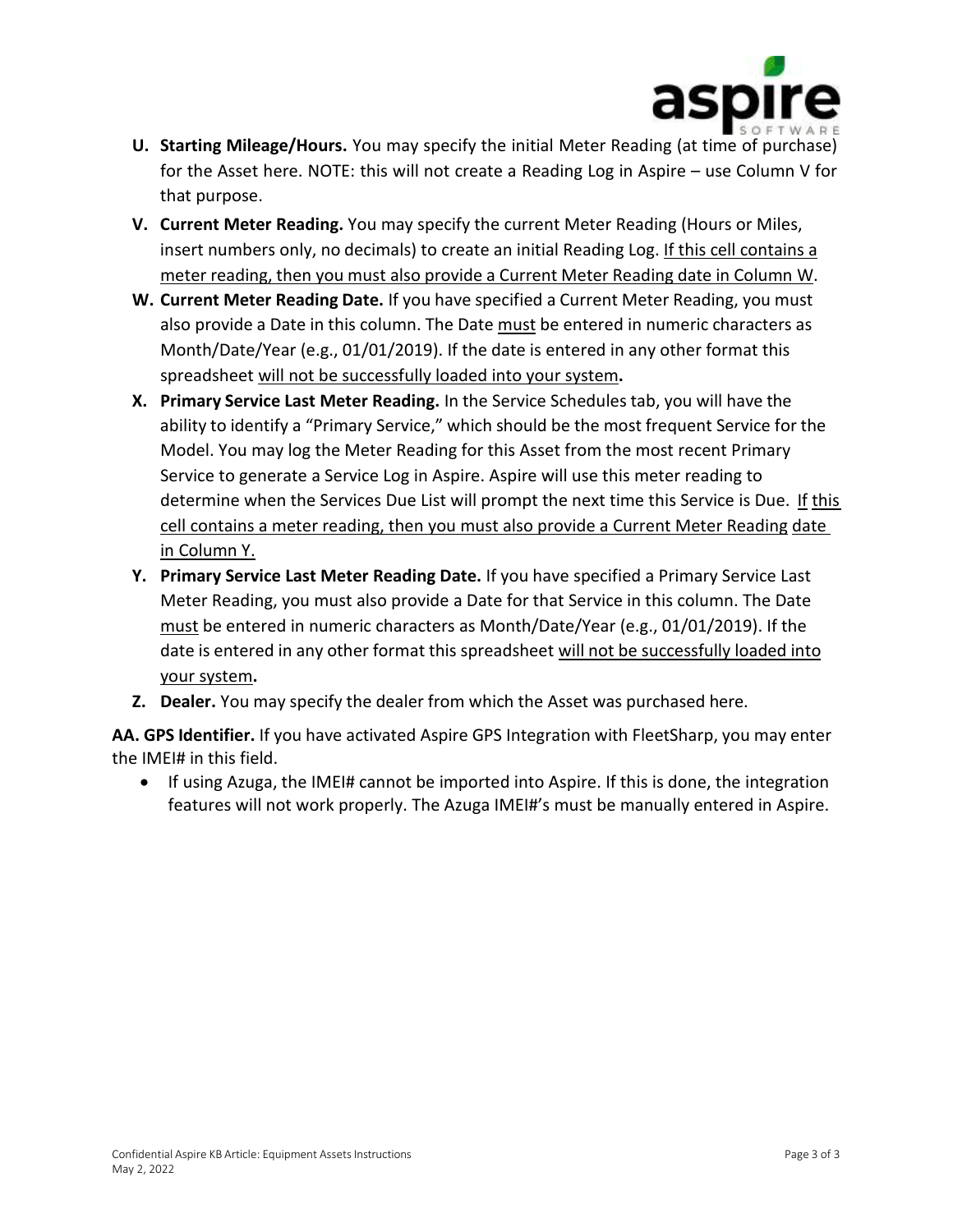**U. Starting Mileage/Hours.** You may specify the initial Meter Reading (at time of purchase) for the Asset here. NOTE: this will not create a Reading Log in Aspire – use Column V for that purpose.

**V. Current Meter Reading.** You may specify the current Meter Reading (Hours or Miles, insert numbers only, no decimals) to create an initial Reading Log. <u>If this cell contains a meter reading, then you must also provide a Current Meter Reading date in Column W</u>.

**W. Current Meter Reading Date.** If you have specified a Current Meter Reading, you must also provide a Date in this column. The Date <u>must</u> be entered in numeric characters as Month/Date/Year (e.g., 01/01/2019). If the date is entered in any other format this spreadsheet <u>will not be successfully loaded into your system</u>**.**

**X. Primary Service Last Meter Reading.** In the Service Schedules tab, you will have the ability to identify a "Primary Service," which should be the most frequent Service for the Model. You may log the Meter Reading for this Asset from the most recent Primary Service to generate a Service Log in Aspire. Aspire will use this meter reading to determine when the Services Due List will prompt the next time this Service is Due. <u>If this cell contains a meter reading, then you must also provide a Current Meter Reading date in Column Y.</u>

**Y. Primary Service Last Meter Reading Date.** If you have specified a Primary Service Last Meter Reading, you must also provide a Date for that Service in this column. The Date <u>must</u> be entered in numeric characters as Month/Date/Year (e.g., 01/01/2019). If the date is entered in any other format this spreadsheet <u>will not be successfully loaded into your system</u>**.**

**Z. Dealer.** You may specify the dealer from which the Asset was purchased here.

**AA. GPS Identifier.** If you have activated Aspire GPS Integration with FleetSharp, you may enter the IMEI# in this field.

- If using Azuga, the IMEI# cannot be imported into Aspire. If this is done, the integration features will not work properly. The Azuga IMEI#'s must be manually entered in Aspire.